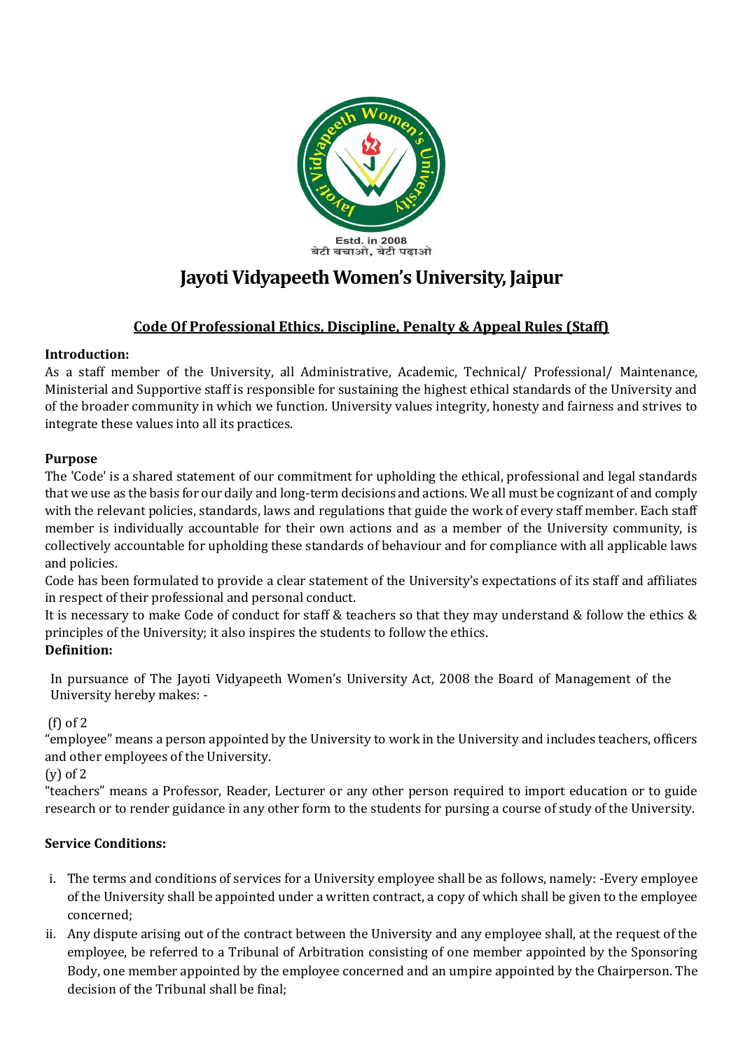Estd. in 2008
बेटी बचाओ, बेटी पढ़ाओ

# Jayoti Vidyapeeth Women's University, Jaipur

## Code Of Professional Ethics, Discipline, Penalty & Appeal Rules (Staff)

**Introduction:**

As a staff member of the University, all Administrative, Academic, Technical/ Professional/ Maintenance, Ministerial and Supportive staff is responsible for sustaining the highest ethical standards of the University and of the broader community in which we function. University values integrity, honesty and fairness and strives to integrate these values into all its practices.

**Purpose**

The 'Code' is a shared statement of our commitment for upholding the ethical, professional and legal standards that we use as the basis for our daily and long-term decisions and actions. We all must be cognizant of and comply with the relevant policies, standards, laws and regulations that guide the work of every staff member. Each staff member is individually accountable for their own actions and as a member of the University community, is collectively accountable for upholding these standards of behaviour and for compliance with all applicable laws and policies.

Code has been formulated to provide a clear statement of the University's expectations of its staff and affiliates in respect of their professional and personal conduct.

It is necessary to make Code of conduct for staff & teachers so that they may understand & follow the ethics & principles of the University; it also inspires the students to follow the ethics.

**Definition:**

In pursuance of The Jayoti Vidyapeeth Women's University Act, 2008 the Board of Management of the University hereby makes: -

(f) of 2

"employee" means a person appointed by the University to work in the University and includes teachers, officers and other employees of the University.

(y) of 2

"teachers" means a Professor, Reader, Lecturer or any other person required to import education or to guide research or to render guidance in any other form to the students for pursing a course of study of the University.

**Service Conditions:**

i. The terms and conditions of services for a University employee shall be as follows, namely: -Every employee of the University shall be appointed under a written contract, a copy of which shall be given to the employee concerned;
ii. Any dispute arising out of the contract between the University and any employee shall, at the request of the employee, be referred to a Tribunal of Arbitration consisting of one member appointed by the Sponsoring Body, one member appointed by the employee concerned and an umpire appointed by the Chairperson. The decision of the Tribunal shall be final;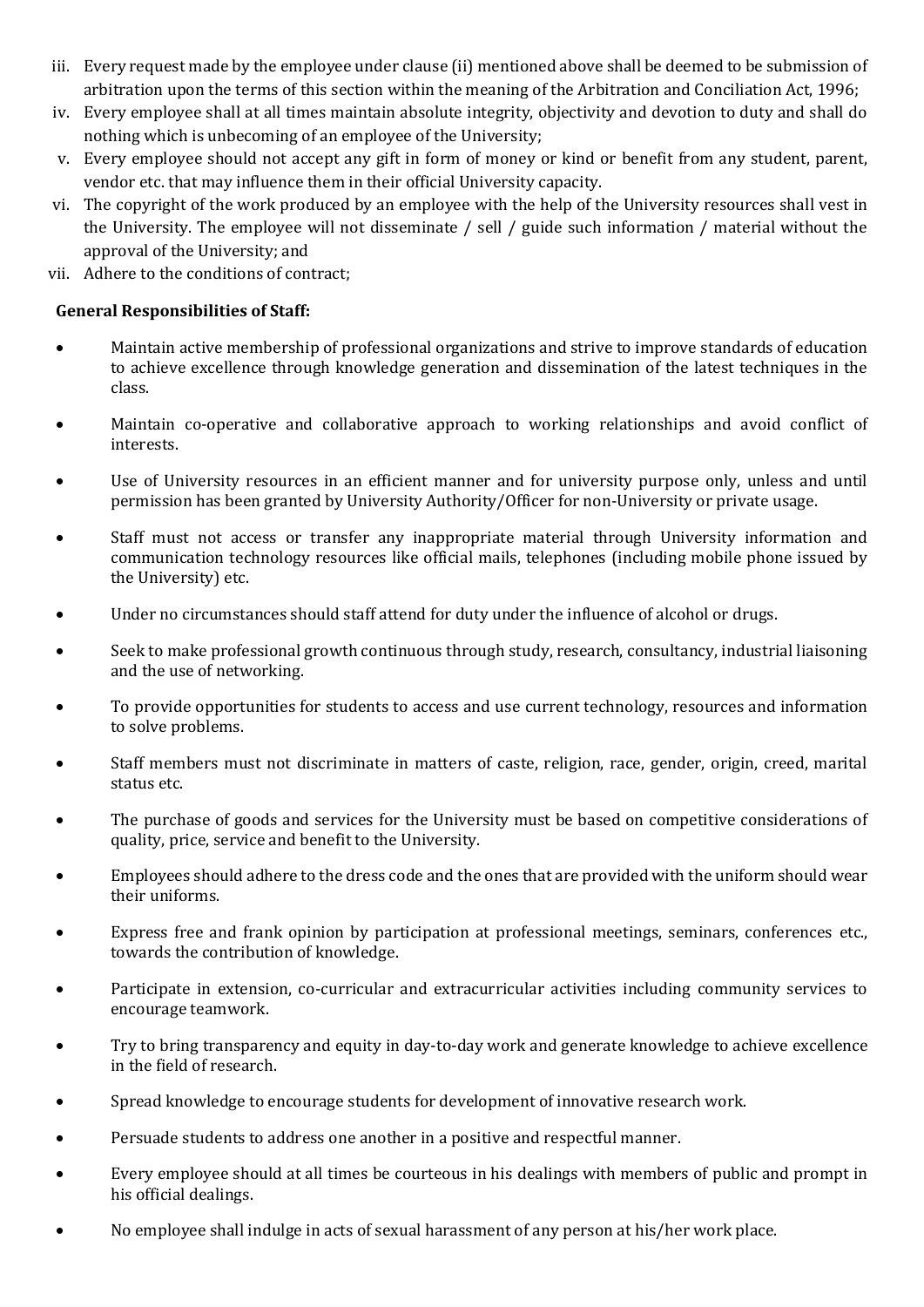iii. Every request made by the employee under clause (ii) mentioned above shall be deemed to be submission of arbitration upon the terms of this section within the meaning of the Arbitration and Conciliation Act, 1996;

iv. Every employee shall at all times maintain absolute integrity, objectivity and devotion to duty and shall do nothing which is unbecoming of an employee of the University;

v. Every employee should not accept any gift in form of money or kind or benefit from any student, parent, vendor etc. that may influence them in their official University capacity.

vi. The copyright of the work produced by an employee with the help of the University resources shall vest in the University. The employee will not disseminate / sell / guide such information / material without the approval of the University; and

vii. Adhere to the conditions of contract;

**General Responsibilities of Staff:**

- Maintain active membership of professional organizations and strive to improve standards of education to achieve excellence through knowledge generation and dissemination of the latest techniques in the class.
- Maintain co-operative and collaborative approach to working relationships and avoid conflict of interests.
- Use of University resources in an efficient manner and for university purpose only, unless and until permission has been granted by University Authority/Officer for non-University or private usage.
- Staff must not access or transfer any inappropriate material through University information and communication technology resources like official mails, telephones (including mobile phone issued by the University) etc.
- Under no circumstances should staff attend for duty under the influence of alcohol or drugs.
- Seek to make professional growth continuous through study, research, consultancy, industrial liaisoning and the use of networking.
- To provide opportunities for students to access and use current technology, resources and information to solve problems.
- Staff members must not discriminate in matters of caste, religion, race, gender, origin, creed, marital status etc.
- The purchase of goods and services for the University must be based on competitive considerations of quality, price, service and benefit to the University.
- Employees should adhere to the dress code and the ones that are provided with the uniform should wear their uniforms.
- Express free and frank opinion by participation at professional meetings, seminars, conferences etc., towards the contribution of knowledge.
- Participate in extension, co-curricular and extracurricular activities including community services to encourage teamwork.
- Try to bring transparency and equity in day-to-day work and generate knowledge to achieve excellence in the field of research.
- Spread knowledge to encourage students for development of innovative research work.
- Persuade students to address one another in a positive and respectful manner.
- Every employee should at all times be courteous in his dealings with members of public and prompt in his official dealings.
- No employee shall indulge in acts of sexual harassment of any person at his/her work place.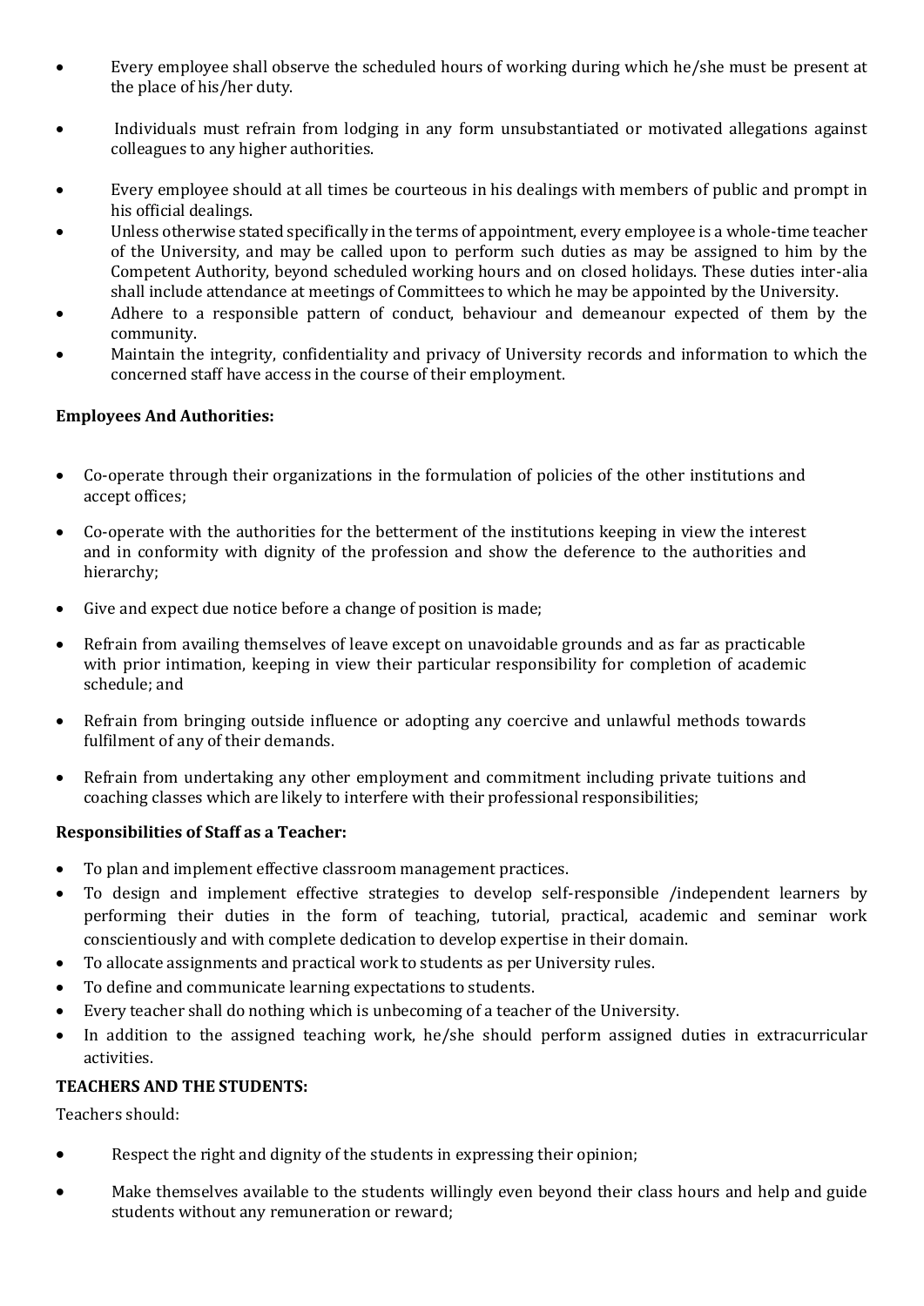- Every employee shall observe the scheduled hours of working during which he/she must be present at the place of his/her duty.
- Individuals must refrain from lodging in any form unsubstantiated or motivated allegations against colleagues to any higher authorities.
- Every employee should at all times be courteous in his dealings with members of public and prompt in his official dealings.
- Unless otherwise stated specifically in the terms of appointment, every employee is a whole-time teacher of the University, and may be called upon to perform such duties as may be assigned to him by the Competent Authority, beyond scheduled working hours and on closed holidays. These duties inter-alia shall include attendance at meetings of Committees to which he may be appointed by the University.
- Adhere to a responsible pattern of conduct, behaviour and demeanour expected of them by the community.
- Maintain the integrity, confidentiality and privacy of University records and information to which the concerned staff have access in the course of their employment.

**Employees And Authorities:**

- Co-operate through their organizations in the formulation of policies of the other institutions and accept offices;
- Co-operate with the authorities for the betterment of the institutions keeping in view the interest and in conformity with dignity of the profession and show the deference to the authorities and hierarchy;
- Give and expect due notice before a change of position is made;
- Refrain from availing themselves of leave except on unavoidable grounds and as far as practicable with prior intimation, keeping in view their particular responsibility for completion of academic schedule; and
- Refrain from bringing outside influence or adopting any coercive and unlawful methods towards fulfilment of any of their demands.
- Refrain from undertaking any other employment and commitment including private tuitions and coaching classes which are likely to interfere with their professional responsibilities;

**Responsibilities of Staff as a Teacher:**

- To plan and implement effective classroom management practices.
- To design and implement effective strategies to develop self-responsible /independent learners by performing their duties in the form of teaching, tutorial, practical, academic and seminar work conscientiously and with complete dedication to develop expertise in their domain.
- To allocate assignments and practical work to students as per University rules.
- To define and communicate learning expectations to students.
- Every teacher shall do nothing which is unbecoming of a teacher of the University.
- In addition to the assigned teaching work, he/she should perform assigned duties in extracurricular activities.

**TEACHERS AND THE STUDENTS:**

Teachers should:

- Respect the right and dignity of the students in expressing their opinion;
- Make themselves available to the students willingly even beyond their class hours and help and guide students without any remuneration or reward;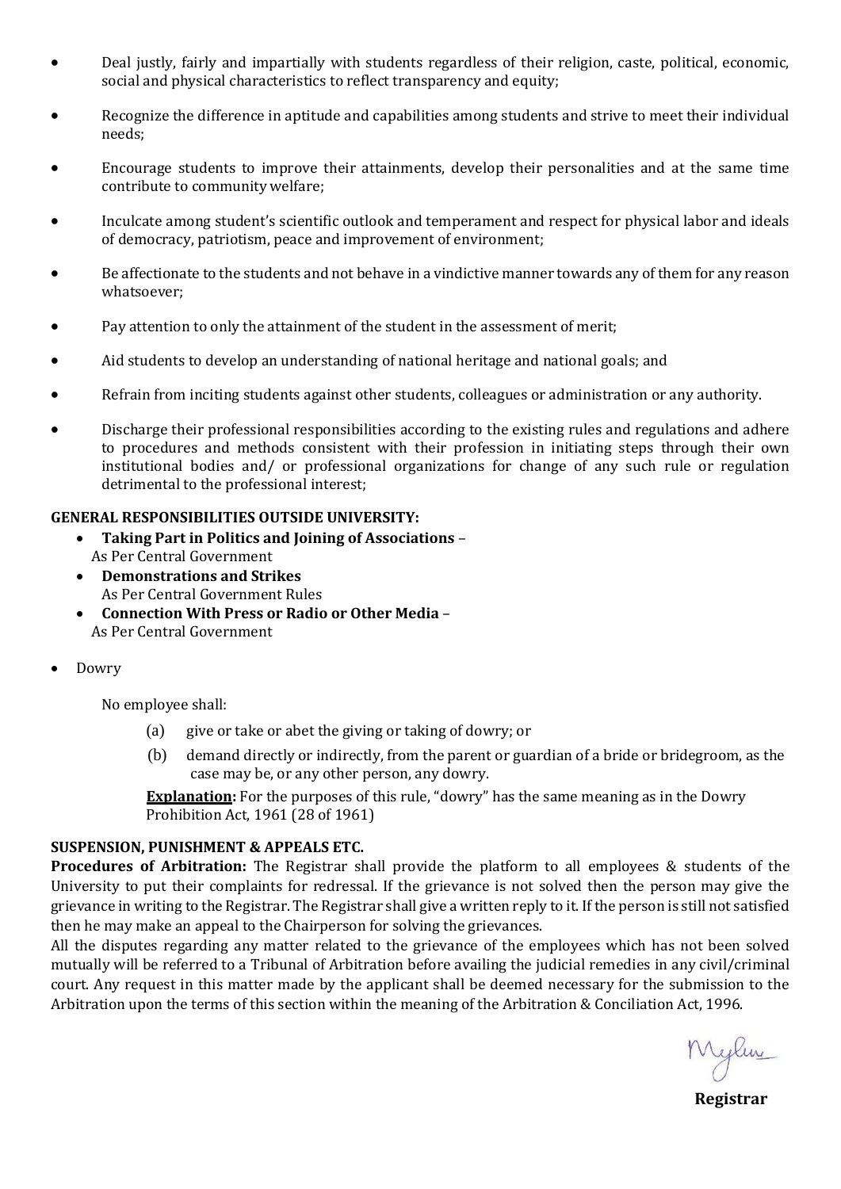- Deal justly, fairly and impartially with students regardless of their religion, caste, political, economic, social and physical characteristics to reflect transparency and equity;
- Recognize the difference in aptitude and capabilities among students and strive to meet their individual needs;
- Encourage students to improve their attainments, develop their personalities and at the same time contribute to community welfare;
- Inculcate among student's scientific outlook and temperament and respect for physical labor and ideals of democracy, patriotism, peace and improvement of environment;
- Be affectionate to the students and not behave in a vindictive manner towards any of them for any reason whatsoever;
- Pay attention to only the attainment of the student in the assessment of merit;
- Aid students to develop an understanding of national heritage and national goals; and
- Refrain from inciting students against other students, colleagues or administration or any authority.
- Discharge their professional responsibilities according to the existing rules and regulations and adhere to procedures and methods consistent with their profession in initiating steps through their own institutional bodies and/ or professional organizations for change of any such rule or regulation detrimental to the professional interest;

**GENERAL RESPONSIBILITIES OUTSIDE UNIVERSITY:**

- **Taking Part in Politics and Joining of Associations** –
  As Per Central Government
- **Demonstrations and Strikes**
  As Per Central Government Rules
- **Connection With Press or Radio or Other Media** –
  As Per Central Government

- Dowry

  No employee shall:

  (a) give or take or abet the giving or taking of dowry; or

  (b) demand directly or indirectly, from the parent or guardian of a bride or bridegroom, as the case may be, or any other person, any dowry.

  **Explanation:** For the purposes of this rule, "dowry" has the same meaning as in the Dowry Prohibition Act, 1961 (28 of 1961)

**SUSPENSION, PUNISHMENT & APPEALS ETC.**

**Procedures of Arbitration:** The Registrar shall provide the platform to all employees & students of the University to put their complaints for redressal. If the grievance is not solved then the person may give the grievance in writing to the Registrar. The Registrar shall give a written reply to it. If the person is still not satisfied then he may make an appeal to the Chairperson for solving the grievances.

All the disputes regarding any matter related to the grievance of the employees which has not been solved mutually will be referred to a Tribunal of Arbitration before availing the judicial remedies in any civil/criminal court. Any request in this matter made by the applicant shall be deemed necessary for the submission to the Arbitration upon the terms of this section within the meaning of the Arbitration & Conciliation Act, 1996.

**Registrar**